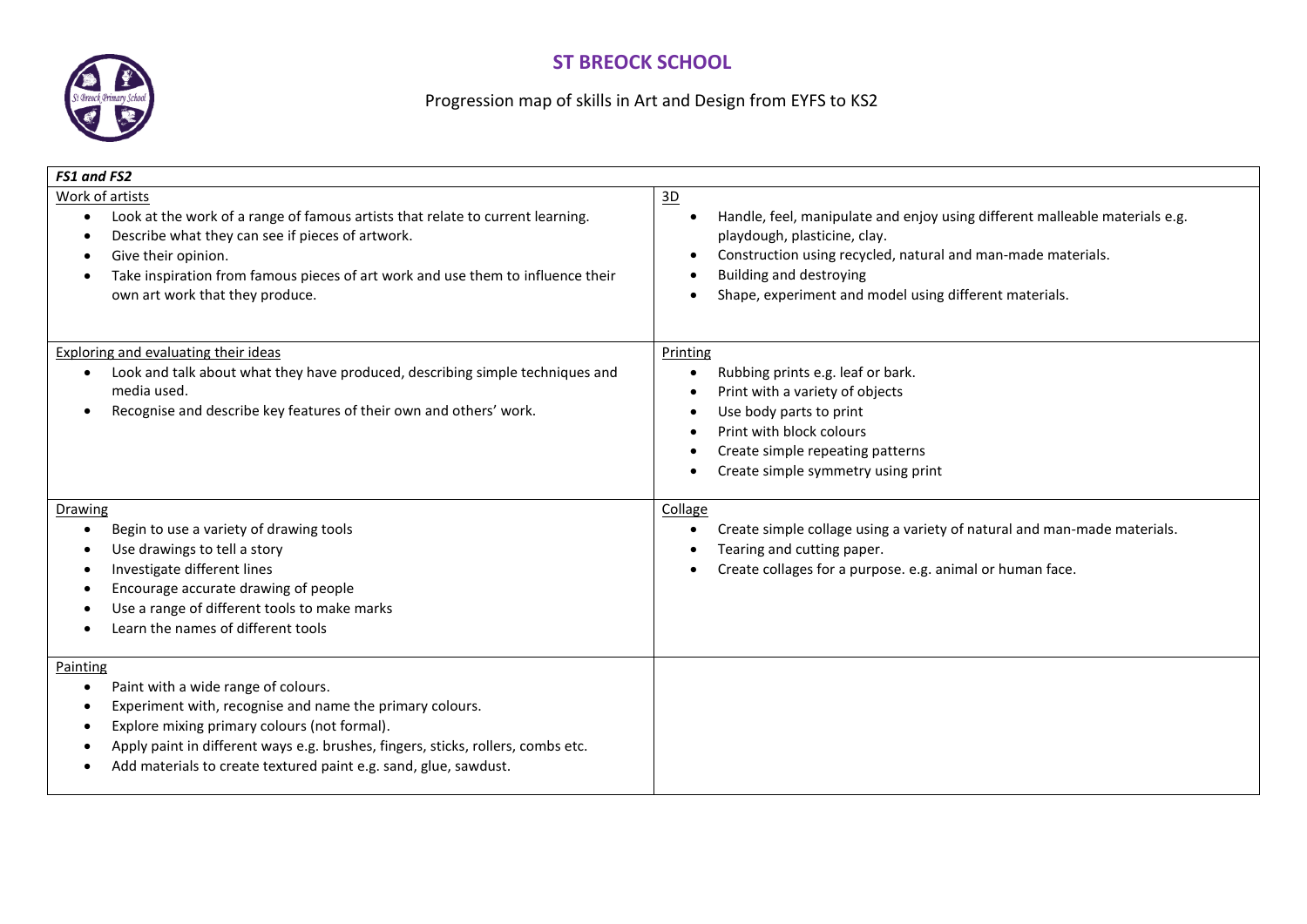# ST BREOCK SCHOOL

Progression map of skills in Art and Design from EYFS to KS2

| *FS1 and FS2* | |
|---|---|
| Work of artists<br>• Look at the work of a range of famous artists that relate to current learning.<br>• Describe what they can see if pieces of artwork.<br>• Give their opinion.<br>• Take inspiration from famous pieces of art work and use them to influence their own art work that they produce. | 3D<br>• Handle, feel, manipulate and enjoy using different malleable materials e.g. playdough, plasticine, clay.<br>• Construction using recycled, natural and man-made materials.<br>• Building and destroying<br>• Shape, experiment and model using different materials. |
| Exploring and evaluating their ideas<br>• Look and talk about what they have produced, describing simple techniques and media used.<br>• Recognise and describe key features of their own and others' work. | Printing<br>• Rubbing prints e.g. leaf or bark.<br>• Print with a variety of objects<br>• Use body parts to print<br>• Print with block colours<br>• Create simple repeating patterns<br>• Create simple symmetry using print |
| Drawing<br>• Begin to use a variety of drawing tools<br>• Use drawings to tell a story<br>• Investigate different lines<br>• Encourage accurate drawing of people<br>• Use a range of different tools to make marks<br>• Learn the names of different tools | Collage<br>• Create simple collage using a variety of natural and man-made materials.<br>• Tearing and cutting paper.<br>• Create collages for a purpose. e.g. animal or human face. |
| Painting<br>• Paint with a wide range of colours.<br>• Experiment with, recognise and name the primary colours.<br>• Explore mixing primary colours (not formal).<br>• Apply paint in different ways e.g. brushes, fingers, sticks, rollers, combs etc.<br>• Add materials to create textured paint e.g. sand, glue, sawdust. | |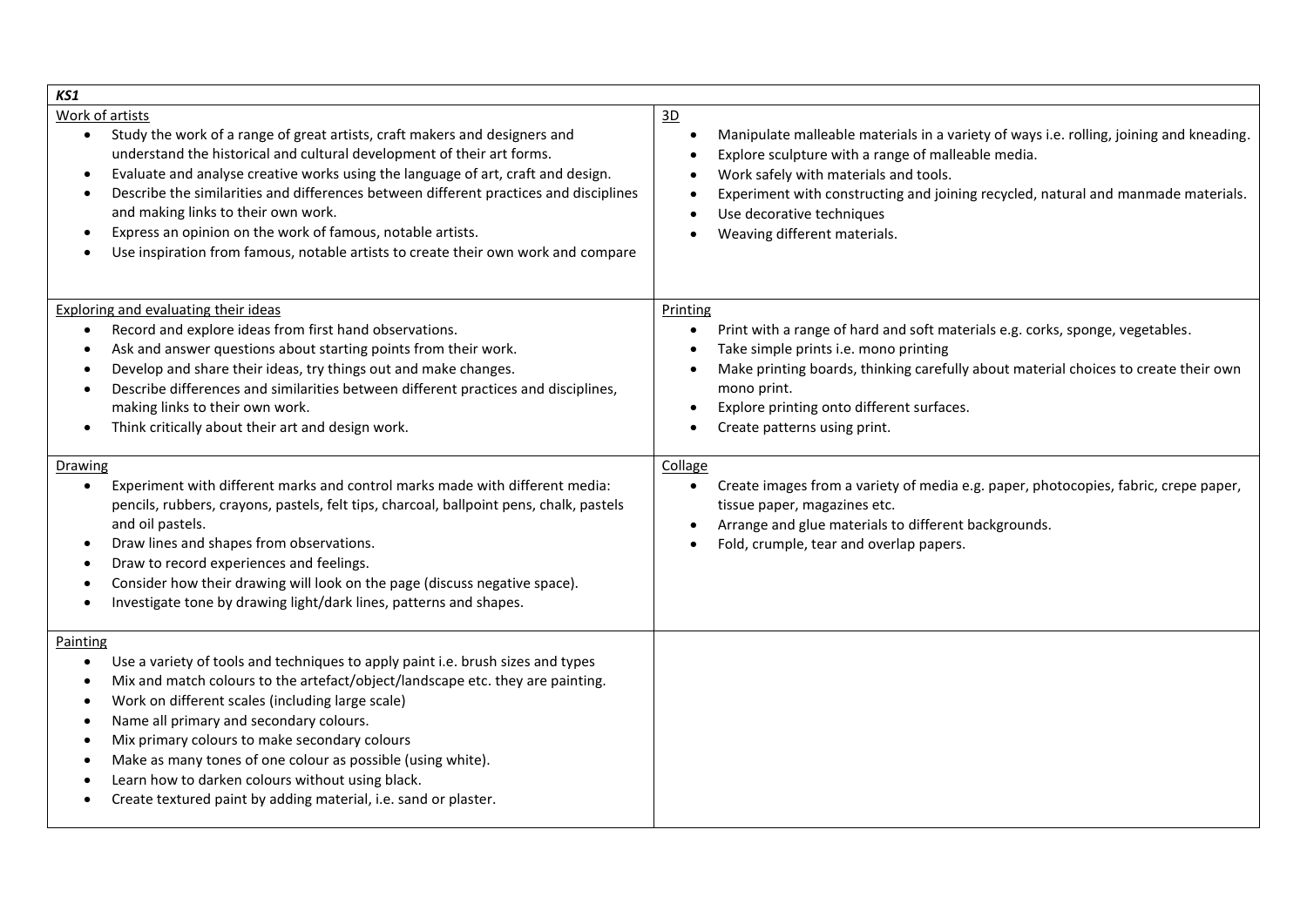## *KS1*

### Work of artists

- Study the work of a range of great artists, craft makers and designers and understand the historical and cultural development of their art forms.
- Evaluate and analyse creative works using the language of art, craft and design.
- Describe the similarities and differences between different practices and disciplines and making links to their own work.
- Express an opinion on the work of famous, notable artists.
- Use inspiration from famous, notable artists to create their own work and compare

### Exploring and evaluating their ideas

- Record and explore ideas from first hand observations.
- Ask and answer questions about starting points from their work.
- Develop and share their ideas, try things out and make changes.
- Describe differences and similarities between different practices and disciplines, making links to their own work.
- Think critically about their art and design work.

### Drawing

- Experiment with different marks and control marks made with different media: pencils, rubbers, crayons, pastels, felt tips, charcoal, ballpoint pens, chalk, pastels and oil pastels.
- Draw lines and shapes from observations.
- Draw to record experiences and feelings.
- Consider how their drawing will look on the page (discuss negative space).
- Investigate tone by drawing light/dark lines, patterns and shapes.

### Painting

- Use a variety of tools and techniques to apply paint i.e. brush sizes and types
- Mix and match colours to the artefact/object/landscape etc. they are painting.
- Work on different scales (including large scale)
- Name all primary and secondary colours.
- Mix primary colours to make secondary colours
- Make as many tones of one colour as possible (using white).
- Learn how to darken colours without using black.
- Create textured paint by adding material, i.e. sand or plaster.

### 3D

- Manipulate malleable materials in a variety of ways i.e. rolling, joining and kneading.
- Explore sculpture with a range of malleable media.
- Work safely with materials and tools.
- Experiment with constructing and joining recycled, natural and manmade materials.
- Use decorative techniques
- Weaving different materials.

### Printing

- Print with a range of hard and soft materials e.g. corks, sponge, vegetables.
- Take simple prints i.e. mono printing
- Make printing boards, thinking carefully about material choices to create their own mono print.
- Explore printing onto different surfaces.
- Create patterns using print.

### Collage

- Create images from a variety of media e.g. paper, photocopies, fabric, crepe paper, tissue paper, magazines etc.
- Arrange and glue materials to different backgrounds.
- Fold, crumple, tear and overlap papers.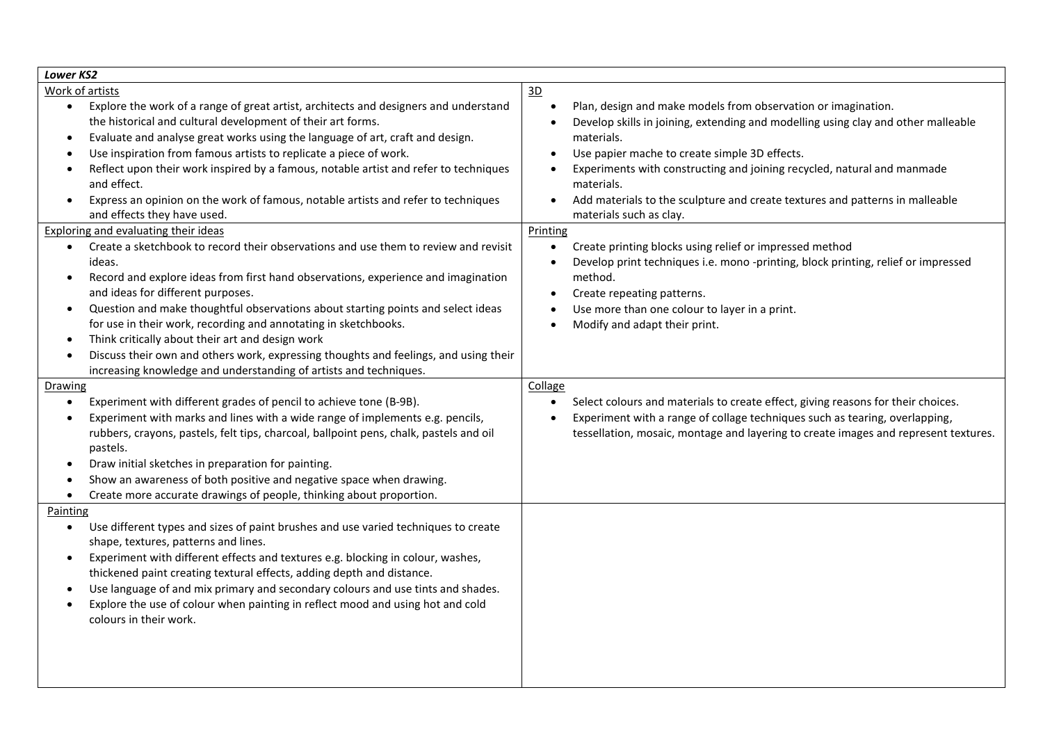| ***Lower KS2*** | |
|---|---|
| Work of artists<br>• Explore the work of a range of great artist, architects and designers and understand the historical and cultural development of their art forms.<br>• Evaluate and analyse great works using the language of art, craft and design.<br>• Use inspiration from famous artists to replicate a piece of work.<br>• Reflect upon their work inspired by a famous, notable artist and refer to techniques and effect.<br>• Express an opinion on the work of famous, notable artists and refer to techniques and effects they have used. | 3D<br>• Plan, design and make models from observation or imagination.<br>• Develop skills in joining, extending and modelling using clay and other malleable materials.<br>• Use papier mache to create simple 3D effects.<br>• Experiments with constructing and joining recycled, natural and manmade materials.<br>• Add materials to the sculpture and create textures and patterns in malleable materials such as clay. |
| Exploring and evaluating their ideas<br>• Create a sketchbook to record their observations and use them to review and revisit ideas.<br>• Record and explore ideas from first hand observations, experience and imagination and ideas for different purposes.<br>• Question and make thoughtful observations about starting points and select ideas for use in their work, recording and annotating in sketchbooks.<br>• Think critically about their art and design work<br>• Discuss their own and others work, expressing thoughts and feelings, and using their increasing knowledge and understanding of artists and techniques. | Printing<br>• Create printing blocks using relief or impressed method<br>• Develop print techniques i.e. mono -printing, block printing, relief or impressed method.<br>• Create repeating patterns.<br>• Use more than one colour to layer in a print.<br>• Modify and adapt their print. |
| Drawing<br>• Experiment with different grades of pencil to achieve tone (B-9B).<br>• Experiment with marks and lines with a wide range of implements e.g. pencils, rubbers, crayons, pastels, felt tips, charcoal, ballpoint pens, chalk, pastels and oil pastels.<br>• Draw initial sketches in preparation for painting.<br>• Show an awareness of both positive and negative space when drawing.<br>• Create more accurate drawings of people, thinking about proportion. | Collage<br>• Select colours and materials to create effect, giving reasons for their choices.<br>• Experiment with a range of collage techniques such as tearing, overlapping, tessellation, mosaic, montage and layering to create images and represent textures. |
| Painting<br>• Use different types and sizes of paint brushes and use varied techniques to create shape, textures, patterns and lines.<br>• Experiment with different effects and textures e.g. blocking in colour, washes, thickened paint creating textural effects, adding depth and distance.<br>• Use language of and mix primary and secondary colours and use tints and shades.<br>• Explore the use of colour when painting in reflect mood and using hot and cold colours in their work. | |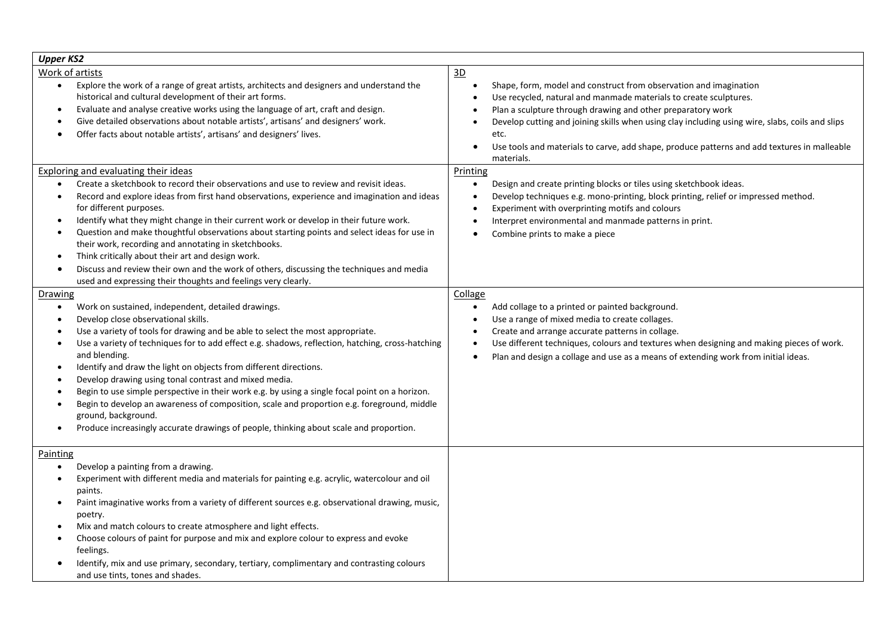***Upper KS2***

**Work of artists**

- Explore the work of a range of great artists, architects and designers and understand the historical and cultural development of their art forms.
- Evaluate and analyse creative works using the language of art, craft and design.
- Give detailed observations about notable artists', artisans' and designers' work.
- Offer facts about notable artists', artisans' and designers' lives.

**Exploring and evaluating their ideas**

- Create a sketchbook to record their observations and use to review and revisit ideas.
- Record and explore ideas from first hand observations, experience and imagination and ideas for different purposes.
- Identify what they might change in their current work or develop in their future work.
- Question and make thoughtful observations about starting points and select ideas for use in their work, recording and annotating in sketchbooks.
- Think critically about their art and design work.
- Discuss and review their own and the work of others, discussing the techniques and media used and expressing their thoughts and feelings very clearly.

**Drawing**

- Work on sustained, independent, detailed drawings.
- Develop close observational skills.
- Use a variety of tools for drawing and be able to select the most appropriate.
- Use a variety of techniques for to add effect e.g. shadows, reflection, hatching, cross-hatching and blending.
- Identify and draw the light on objects from different directions.
- Develop drawing using tonal contrast and mixed media.
- Begin to use simple perspective in their work e.g. by using a single focal point on a horizon.
- Begin to develop an awareness of composition, scale and proportion e.g. foreground, middle ground, background.
- Produce increasingly accurate drawings of people, thinking about scale and proportion.

**Painting**

- Develop a painting from a drawing.
- Experiment with different media and materials for painting e.g. acrylic, watercolour and oil paints.
- Paint imaginative works from a variety of different sources e.g. observational drawing, music, poetry.
- Mix and match colours to create atmosphere and light effects.
- Choose colours of paint for purpose and mix and explore colour to express and evoke feelings.
- Identify, mix and use primary, secondary, tertiary, complimentary and contrasting colours and use tints, tones and shades.

**3D**

- Shape, form, model and construct from observation and imagination
- Use recycled, natural and manmade materials to create sculptures.
- Plan a sculpture through drawing and other preparatory work
- Develop cutting and joining skills when using clay including using wire, slabs, coils and slips etc.
- Use tools and materials to carve, add shape, produce patterns and add textures in malleable materials.

**Printing**

- Design and create printing blocks or tiles using sketchbook ideas.
- Develop techniques e.g. mono-printing, block printing, relief or impressed method.
- Experiment with overprinting motifs and colours
- Interpret environmental and manmade patterns in print.
- Combine prints to make a piece

**Collage**

- Add collage to a printed or painted background.
- Use a range of mixed media to create collages.
- Create and arrange accurate patterns in collage.
- Use different techniques, colours and textures when designing and making pieces of work.
- Plan and design a collage and use as a means of extending work from initial ideas.